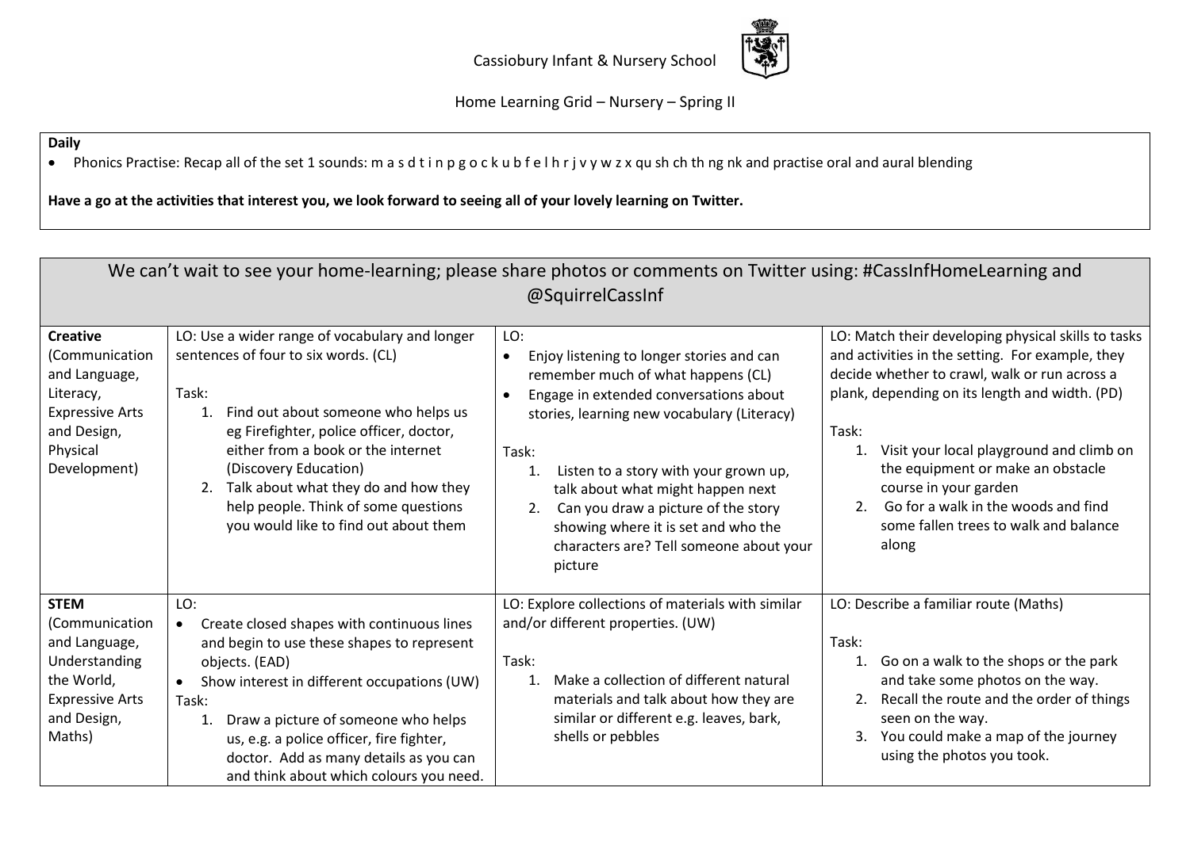Cassiobury Infant & Nursery School

Home Learning Grid – Nursery – Spring II

**Daily**

- Phonics Practise: Recap all of the set 1 sounds: m a s d t i n p g o c k u b f e l h r j v y w z x qu sh ch th ng nk and practise oral and aural blending

**Have a go at the activities that interest you, we look forward to seeing all of your lovely learning on Twitter.**

| We can't wait to see your home-learning; please share photos or comments on Twitter using: #CassInfHomeLearning and @SquirrelCassInf | | | |
|---|---|---|---|
| **Creative** (Communication and Language, Literacy, Expressive Arts and Design, Physical Development) | LO: Use a wider range of vocabulary and longer sentences of four to six words. (CL)<br><br>Task:<br>1. Find out about someone who helps us eg Firefighter, police officer, doctor, either from a book or the internet (Discovery Education)<br>2. Talk about what they do and how they help people. Think of some questions you would like to find out about them | LO:<br>• Enjoy listening to longer stories and can remember much of what happens (CL)<br>• Engage in extended conversations about stories, learning new vocabulary (Literacy)<br><br>Task:<br>1. Listen to a story with your grown up, talk about what might happen next<br>2. Can you draw a picture of the story showing where it is set and who the characters are? Tell someone about your picture | LO: Match their developing physical skills to tasks and activities in the setting. For example, they decide whether to crawl, walk or run across a plank, depending on its length and width. (PD)<br><br>Task:<br>1. Visit your local playground and climb on the equipment or make an obstacle course in your garden<br>2. Go for a walk in the woods and find some fallen trees to walk and balance along |
| **STEM** (Communication and Language, Understanding the World, Expressive Arts and Design, Maths) | LO:<br>• Create closed shapes with continuous lines and begin to use these shapes to represent objects. (EAD)<br>• Show interest in different occupations (UW)<br>Task:<br>1. Draw a picture of someone who helps us, e.g. a police officer, fire fighter, doctor. Add as many details as you can and think about which colours you need. | LO: Explore collections of materials with similar and/or different properties. (UW)<br><br>Task:<br>1. Make a collection of different natural materials and talk about how they are similar or different e.g. leaves, bark, shells or pebbles | LO: Describe a familiar route (Maths)<br><br>Task:<br>1. Go on a walk to the shops or the park and take some photos on the way.<br>2. Recall the route and the order of things seen on the way.<br>3. You could make a map of the journey using the photos you took. |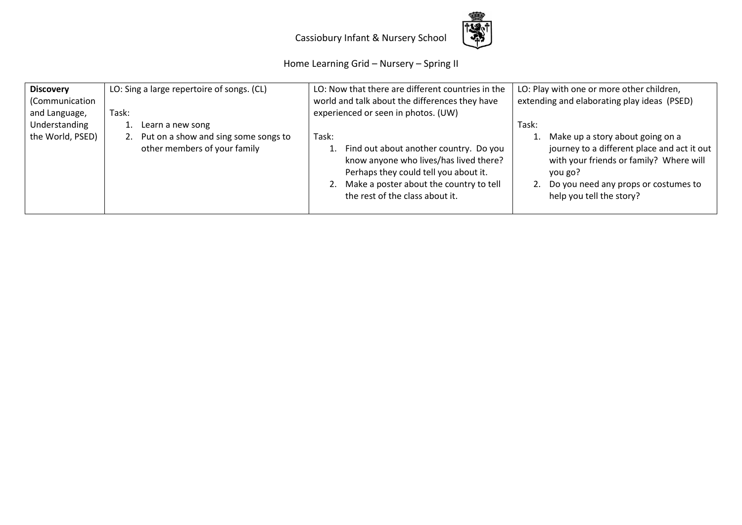Cassiobury Infant & Nursery School

Home Learning Grid – Nursery – Spring II

| | | | |
|---|---|---|---|
| **Discovery** (Communication and Language, Understanding the World, PSED) | LO: Sing a large repertoire of songs. (CL)<br><br>Task:<br>1. Learn a new song<br>2. Put on a show and sing some songs to other members of your family | LO: Now that there are different countries in the world and talk about the differences they have experienced or seen in photos. (UW)<br><br>Task:<br>1. Find out about another country. Do you know anyone who lives/has lived there? Perhaps they could tell you about it.<br>2. Make a poster about the country to tell the rest of the class about it. | LO: Play with one or more other children, extending and elaborating play ideas (PSED)<br><br>Task:<br>1. Make up a story about going on a journey to a different place and act it out with your friends or family? Where will you go?<br>2. Do you need any props or costumes to help you tell the story? |